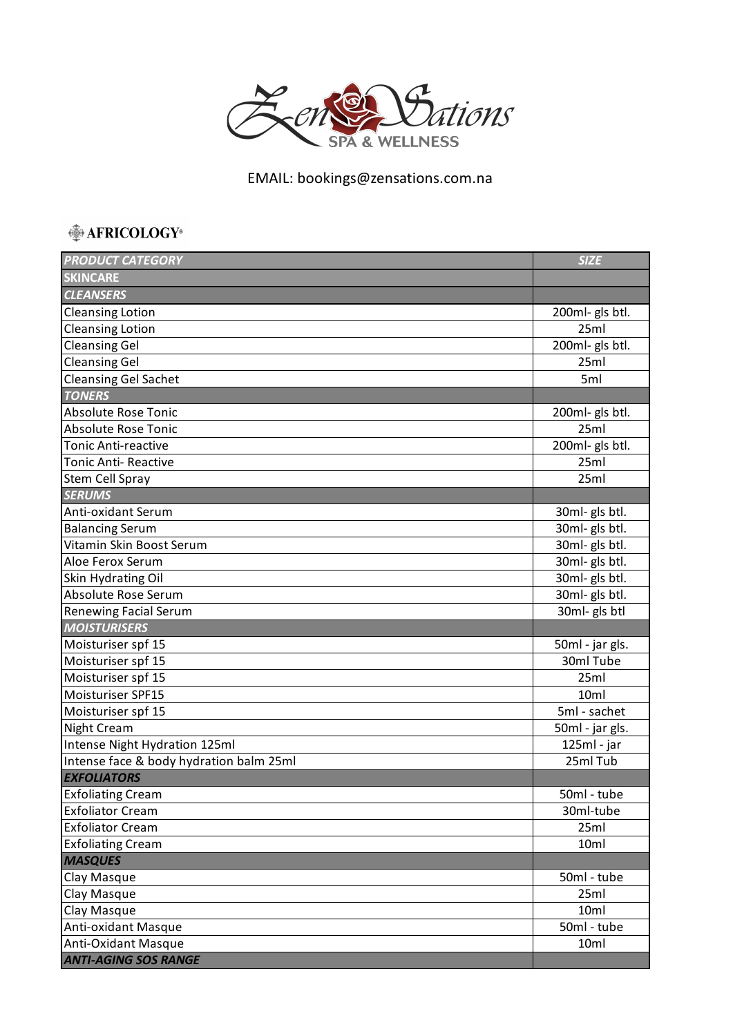# ZenSations SPA & WELLNESS

EMAIL: bookings@zensations.com.na

## AFRICOLOGY®

| ***PRODUCT CATEGORY*** | ***SIZE*** |
|---|---|
| **SKINCARE** | |
| ***CLEANSERS*** | |
| Cleansing Lotion | 200ml- gls btl. |
| Cleansing Lotion | 25ml |
| Cleansing Gel | 200ml- gls btl. |
| Cleansing Gel | 25ml |
| Cleansing Gel Sachet | 5ml |
| ***TONERS*** | |
| Absolute Rose Tonic | 200ml- gls btl. |
| Absolute Rose Tonic | 25ml |
| Tonic Anti-reactive | 200ml- gls btl. |
| Tonic Anti- Reactive | 25ml |
| Stem Cell Spray | 25ml |
| ***SERUMS*** | |
| Anti-oxidant Serum | 30ml- gls btl. |
| Balancing Serum | 30ml- gls btl. |
| Vitamin Skin Boost Serum | 30ml- gls btl. |
| Aloe Ferox Serum | 30ml- gls btl. |
| Skin Hydrating Oil | 30ml- gls btl. |
| Absolute Rose Serum | 30ml- gls btl. |
| Renewing Facial Serum | 30ml- gls btl |
| ***MOISTURISERS*** | |
| Moisturiser spf 15 | 50ml - jar gls. |
| Moisturiser spf 15 | 30ml Tube |
| Moisturiser spf 15 | 25ml |
| Moisturiser SPF15 | 10ml |
| Moisturiser spf 15 | 5ml - sachet |
| Night Cream | 50ml - jar gls. |
| Intense Night Hydration 125ml | 125ml - jar |
| Intense face & body hydration balm 25ml | 25ml Tub |
| ***EXFOLIATORS*** | |
| Exfoliating Cream | 50ml - tube |
| Exfoliator Cream | 30ml-tube |
| Exfoliator Cream | 25ml |
| Exfoliating Cream | 10ml |
| ***MASQUES*** | |
| Clay Masque | 50ml - tube |
| Clay Masque | 25ml |
| Clay Masque | 10ml |
| Anti-oxidant Masque | 50ml - tube |
| Anti-Oxidant Masque | 10ml |
| ***ANTI-AGING SOS RANGE*** | |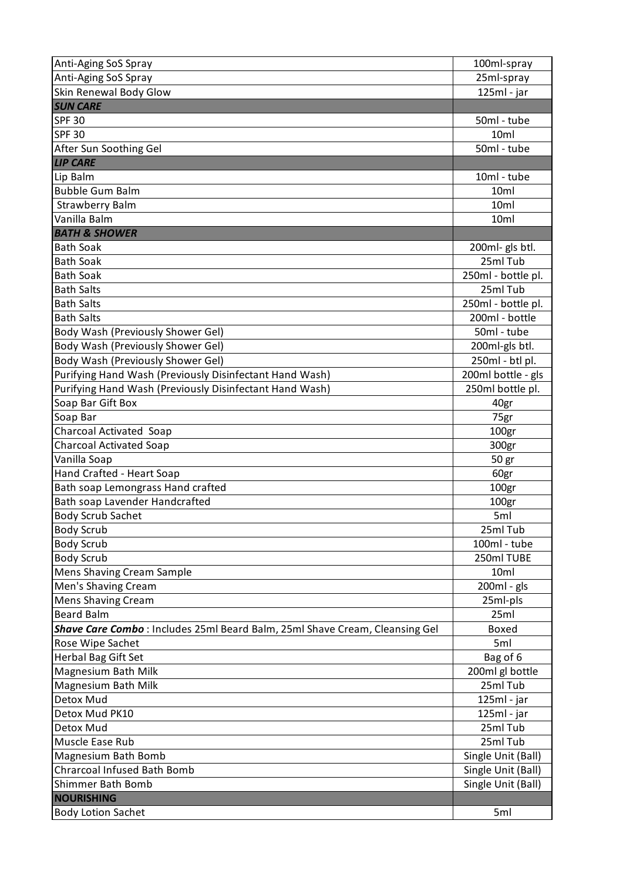| | |
|---|---|
| Anti-Aging SoS Spray | 100ml-spray |
| Anti-Aging SoS Spray | 25ml-spray |
| Skin Renewal Body Glow | 125ml - jar |
| ***SUN CARE*** | |
| SPF 30 | 50ml - tube |
| SPF 30 | 10ml |
| After Sun Soothing Gel | 50ml - tube |
| ***LIP CARE*** | |
| Lip Balm | 10ml - tube |
| Bubble Gum Balm | 10ml |
| Strawberry Balm | 10ml |
| Vanilla Balm | 10ml |
| ***BATH & SHOWER*** | |
| Bath Soak | 200ml- gls btl. |
| Bath Soak | 25ml Tub |
| Bath Soak | 250ml - bottle pl. |
| Bath Salts | 25ml Tub |
| Bath Salts | 250ml - bottle pl. |
| Bath Salts | 200ml - bottle |
| Body Wash (Previously Shower Gel) | 50ml - tube |
| Body Wash (Previously Shower Gel) | 200ml-gls btl. |
| Body Wash (Previously Shower Gel) | 250ml - btl pl. |
| Purifying Hand Wash (Previously Disinfectant Hand Wash) | 200ml bottle - gls |
| Purifying Hand Wash (Previously Disinfectant Hand Wash) | 250ml bottle pl. |
| Soap Bar Gift Box | 40gr |
| Soap Bar | 75gr |
| Charcoal Activated Soap | 100gr |
| Charcoal Activated Soap | 300gr |
| Vanilla Soap | 50 gr |
| Hand Crafted - Heart Soap | 60gr |
| Bath soap Lemongrass Hand crafted | 100gr |
| Bath soap Lavender Handcrafted | 100gr |
| Body Scrub Sachet | 5ml |
| Body Scrub | 25ml Tub |
| Body Scrub | 100ml - tube |
| Body Scrub | 250ml TUBE |
| Mens Shaving Cream Sample | 10ml |
| Men's Shaving Cream | 200ml - gls |
| Mens Shaving Cream | 25ml-pls |
| Beard Balm | 25ml |
| ***Shave Care Combo*** : Includes 25ml Beard Balm, 25ml Shave Cream, Cleansing Gel | Boxed |
| Rose Wipe Sachet | 5ml |
| Herbal Bag Gift Set | Bag of 6 |
| Magnesium Bath Milk | 200ml gl bottle |
| Magnesium Bath Milk | 25ml Tub |
| Detox Mud | 125ml - jar |
| Detox Mud PK10 | 125ml - jar |
| Detox Mud | 25ml Tub |
| Muscle Ease Rub | 25ml Tub |
| Magnesium Bath Bomb | Single Unit (Ball) |
| Chrarcoal Infused Bath Bomb | Single Unit (Ball) |
| Shimmer Bath Bomb | Single Unit (Ball) |
| **NOURISHING** | |
| Body Lotion Sachet | 5ml |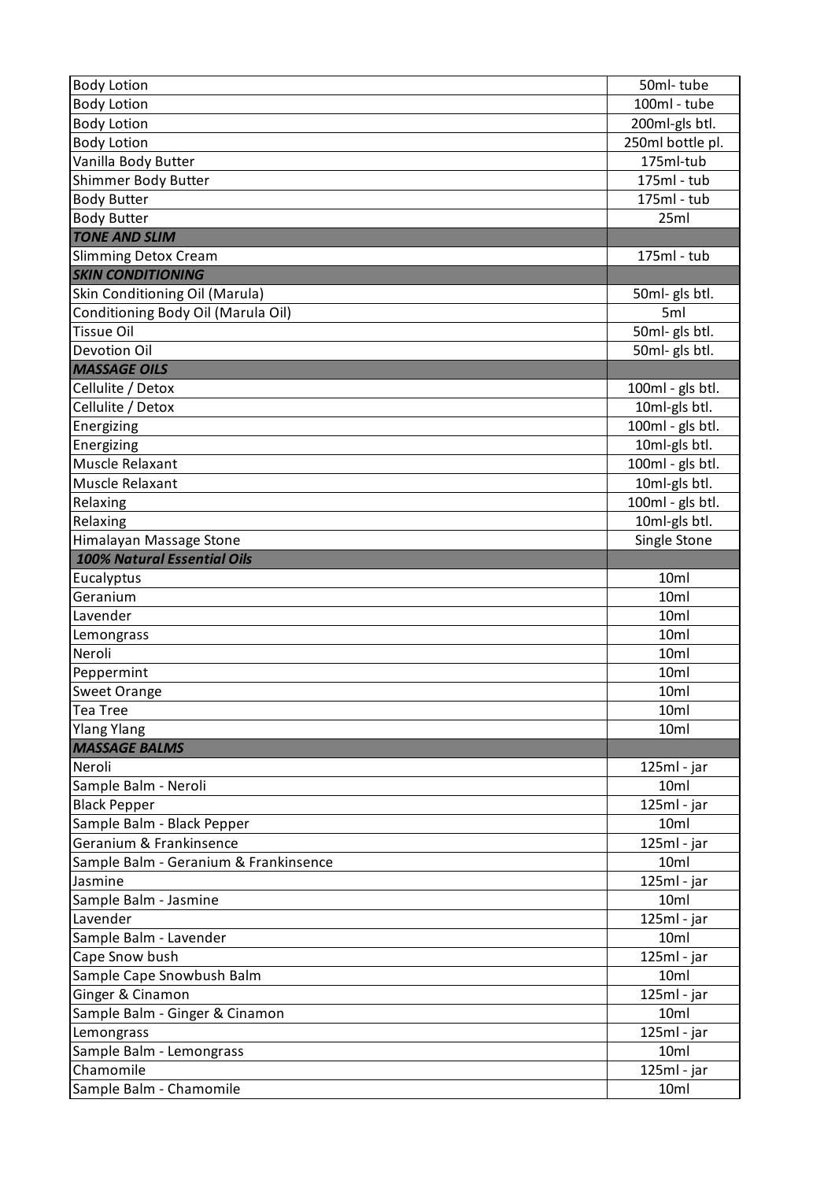| | |
|---|---|
| Body Lotion | 50ml- tube |
| Body Lotion | 100ml - tube |
| Body Lotion | 200ml-gls btl. |
| Body Lotion | 250ml bottle pl. |
| Vanilla Body Butter | 175ml-tub |
| Shimmer Body Butter | 175ml - tub |
| Body Butter | 175ml - tub |
| Body Butter | 25ml |
| ***TONE AND SLIM*** | |
| Slimming Detox Cream | 175ml - tub |
| ***SKIN CONDITIONING*** | |
| Skin Conditioning Oil (Marula) | 50ml- gls btl. |
| Conditioning Body Oil (Marula Oil) | 5ml |
| Tissue Oil | 50ml- gls btl. |
| Devotion Oil | 50ml- gls btl. |
| ***MASSAGE OILS*** | |
| Cellulite / Detox | 100ml - gls btl. |
| Cellulite / Detox | 10ml-gls btl. |
| Energizing | 100ml - gls btl. |
| Energizing | 10ml-gls btl. |
| Muscle Relaxant | 100ml - gls btl. |
| Muscle Relaxant | 10ml-gls btl. |
| Relaxing | 100ml - gls btl. |
| Relaxing | 10ml-gls btl. |
| Himalayan Massage Stone | Single Stone |
| ***100% Natural Essential Oils*** | |
| Eucalyptus | 10ml |
| Geranium | 10ml |
| Lavender | 10ml |
| Lemongrass | 10ml |
| Neroli | 10ml |
| Peppermint | 10ml |
| Sweet Orange | 10ml |
| Tea Tree | 10ml |
| Ylang Ylang | 10ml |
| ***MASSAGE BALMS*** | |
| Neroli | 125ml - jar |
| Sample Balm - Neroli | 10ml |
| Black Pepper | 125ml - jar |
| Sample Balm - Black Pepper | 10ml |
| Geranium & Frankinsence | 125ml - jar |
| Sample Balm - Geranium & Frankinsence | 10ml |
| Jasmine | 125ml - jar |
| Sample Balm - Jasmine | 10ml |
| Lavender | 125ml - jar |
| Sample Balm - Lavender | 10ml |
| Cape Snow bush | 125ml - jar |
| Sample Cape Snowbush Balm | 10ml |
| Ginger & Cinamon | 125ml - jar |
| Sample Balm - Ginger & Cinamon | 10ml |
| Lemongrass | 125ml - jar |
| Sample Balm - Lemongrass | 10ml |
| Chamomile | 125ml - jar |
| Sample Balm - Chamomile | 10ml |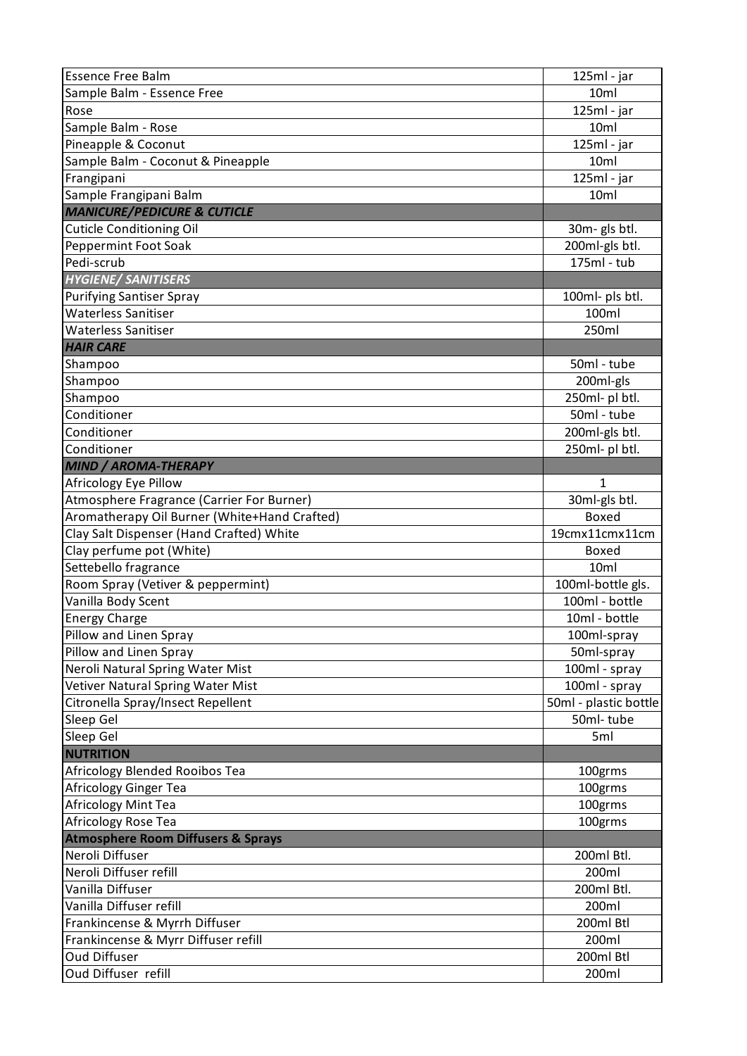| Essence Free Balm | 125ml - jar |
|---|---|
| Sample Balm - Essence Free | 10ml |
| Rose | 125ml - jar |
| Sample Balm - Rose | 10ml |
| Pineapple & Coconut | 125ml - jar |
| Sample Balm - Coconut & Pineapple | 10ml |
| Frangipani | 125ml - jar |
| Sample Frangipani Balm | 10ml |
| ***MANICURE/PEDICURE & CUTICLE*** | |
| Cuticle Conditioning Oil | 30m- gls btl. |
| Peppermint Foot Soak | 200ml-gls btl. |
| Pedi-scrub | 175ml - tub |
| ***HYGIENE/ SANITISERS*** | |
| Purifying Santiser Spray | 100ml- pls btl. |
| Waterless Sanitiser | 100ml |
| Waterless Sanitiser | 250ml |
| ***HAIR CARE*** | |
| Shampoo | 50ml - tube |
| Shampoo | 200ml-gls |
| Shampoo | 250ml- pl btl. |
| Conditioner | 50ml - tube |
| Conditioner | 200ml-gls btl. |
| Conditioner | 250ml- pl btl. |
| ***MIND / AROMA-THERAPY*** | |
| Africology Eye Pillow | 1 |
| Atmosphere Fragrance (Carrier For Burner) | 30ml-gls btl. |
| Aromatherapy Oil Burner (White+Hand Crafted) | Boxed |
| Clay Salt Dispenser (Hand Crafted) White | 19cmx11cmx11cm |
| Clay perfume pot (White) | Boxed |
| Settebello fragrance | 10ml |
| Room Spray (Vetiver & peppermint) | 100ml-bottle gls. |
| Vanilla Body Scent | 100ml - bottle |
| Energy Charge | 10ml - bottle |
| Pillow and Linen Spray | 100ml-spray |
| Pillow and Linen Spray | 50ml-spray |
| Neroli Natural Spring Water Mist | 100ml - spray |
| Vetiver Natural Spring Water Mist | 100ml - spray |
| Citronella Spray/Insect Repellent | 50ml - plastic bottle |
| Sleep Gel | 50ml- tube |
| Sleep Gel | 5ml |
| **NUTRITION** | |
| Africology Blended Rooibos Tea | 100grms |
| Africology Ginger Tea | 100grms |
| Africology Mint Tea | 100grms |
| Africology Rose Tea | 100grms |
| **Atmosphere Room Diffusers & Sprays** | |
| Neroli Diffuser | 200ml Btl. |
| Neroli Diffuser refill | 200ml |
| Vanilla Diffuser | 200ml Btl. |
| Vanilla Diffuser refill | 200ml |
| Frankincense & Myrrh Diffuser | 200ml Btl |
| Frankincense & Myrr Diffuser refill | 200ml |
| Oud Diffuser | 200ml Btl |
| Oud Diffuser refill | 200ml |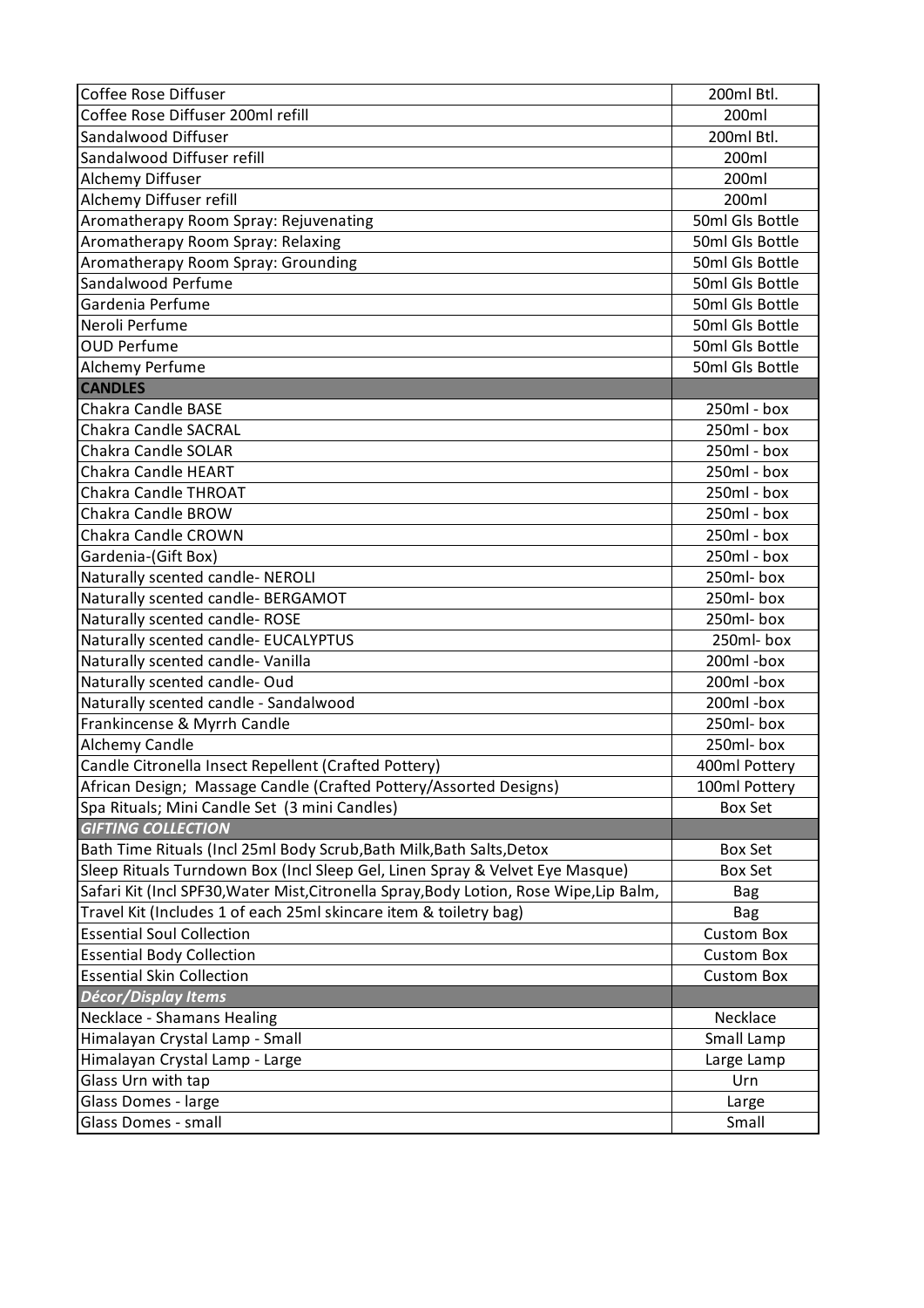| | |
|---|---|
| Coffee Rose Diffuser | 200ml Btl. |
| Coffee Rose Diffuser 200ml refill | 200ml |
| Sandalwood Diffuser | 200ml Btl. |
| Sandalwood Diffuser refill | 200ml |
| Alchemy Diffuser | 200ml |
| Alchemy Diffuser refill | 200ml |
| Aromatherapy Room Spray: Rejuvenating | 50ml Gls Bottle |
| Aromatherapy Room Spray: Relaxing | 50ml Gls Bottle |
| Aromatherapy Room Spray: Grounding | 50ml Gls Bottle |
| Sandalwood Perfume | 50ml Gls Bottle |
| Gardenia Perfume | 50ml Gls Bottle |
| Neroli Perfume | 50ml Gls Bottle |
| OUD Perfume | 50ml Gls Bottle |
| Alchemy Perfume | 50ml Gls Bottle |
| **CANDLES** | |
| Chakra Candle BASE | 250ml - box |
| Chakra Candle SACRAL | 250ml - box |
| Chakra Candle SOLAR | 250ml - box |
| Chakra Candle HEART | 250ml - box |
| Chakra Candle THROAT | 250ml - box |
| Chakra Candle BROW | 250ml - box |
| Chakra Candle CROWN | 250ml - box |
| Gardenia-(Gift Box) | 250ml - box |
| Naturally scented candle- NEROLI | 250ml- box |
| Naturally scented candle- BERGAMOT | 250ml- box |
| Naturally scented candle- ROSE | 250ml- box |
| Naturally scented candle- EUCALYPTUS | 250ml- box |
| Naturally scented candle- Vanilla | 200ml -box |
| Naturally scented candle- Oud | 200ml -box |
| Naturally scented candle - Sandalwood | 200ml -box |
| Frankincense & Myrrh Candle | 250ml- box |
| Alchemy Candle | 250ml- box |
| Candle Citronella Insect Repellent (Crafted Pottery) | 400ml Pottery |
| African Design; Massage Candle (Crafted Pottery/Assorted Designs) | 100ml Pottery |
| Spa Rituals; Mini Candle Set (3 mini Candles) | Box Set |
| ***GIFTING COLLECTION*** | |
| Bath Time Rituals (Incl 25ml Body Scrub,Bath Milk,Bath Salts,Detox | Box Set |
| Sleep Rituals Turndown Box (Incl Sleep Gel, Linen Spray & Velvet Eye Masque) | Box Set |
| Safari Kit (Incl SPF30,Water Mist,Citronella Spray,Body Lotion, Rose Wipe,Lip Balm, | Bag |
| Travel Kit (Includes 1 of each 25ml skincare item & toiletry bag) | Bag |
| Essential Soul Collection | Custom Box |
| Essential Body Collection | Custom Box |
| Essential Skin Collection | Custom Box |
| ***Décor/Display Items*** | |
| Necklace - Shamans Healing | Necklace |
| Himalayan Crystal Lamp - Small | Small Lamp |
| Himalayan Crystal Lamp - Large | Large Lamp |
| Glass Urn with tap | Urn |
| Glass Domes - large | Large |
| Glass Domes - small | Small |